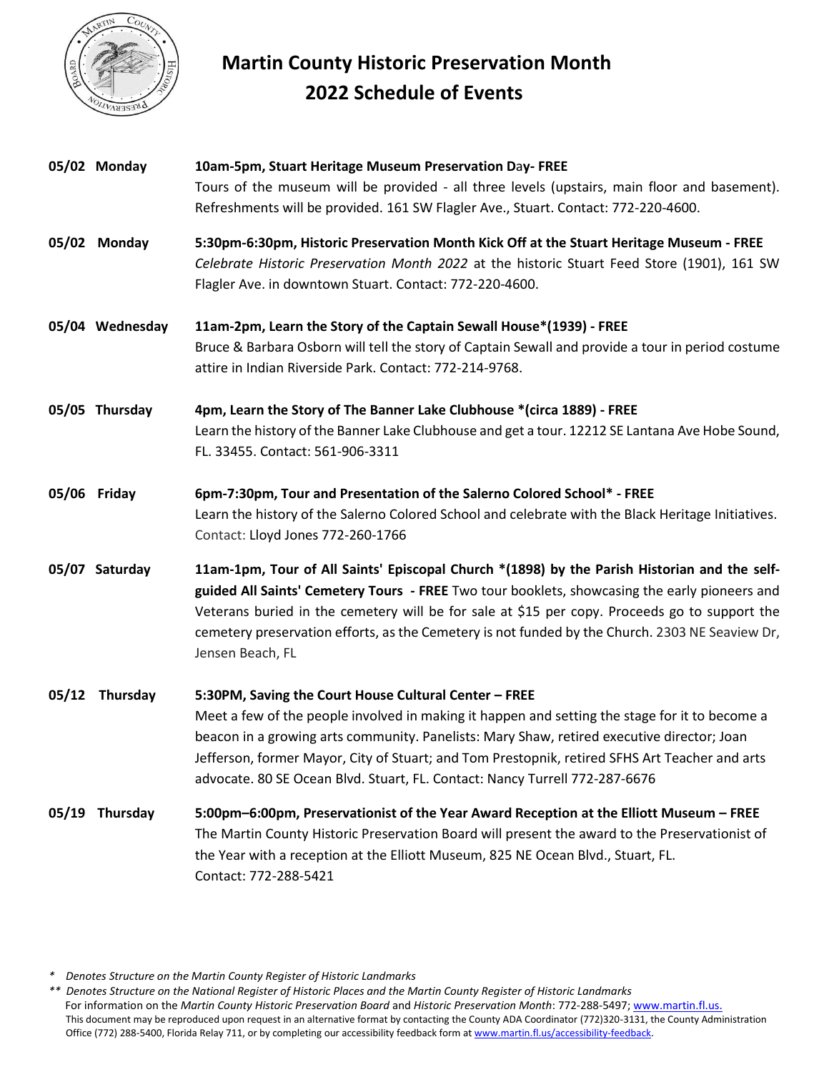# Martin County Historic Preservation Month
# 2022 Schedule of Events

**05/02 Monday** — **10am-5pm, Stuart Heritage Museum Preservation Day- FREE**
Tours of the museum will be provided - all three levels (upstairs, main floor and basement). Refreshments will be provided. 161 SW Flagler Ave., Stuart. Contact: 772-220-4600.

**05/02 Monday** — **5:30pm-6:30pm, Historic Preservation Month Kick Off at the Stuart Heritage Museum - FREE**
*Celebrate Historic Preservation Month 2022* at the historic Stuart Feed Store (1901), 161 SW Flagler Ave. in downtown Stuart. Contact: 772-220-4600.

**05/04 Wednesday** — **11am-2pm, Learn the Story of the Captain Sewall House*(1939) - FREE**
Bruce & Barbara Osborn will tell the story of Captain Sewall and provide a tour in period costume attire in Indian Riverside Park. Contact: 772-214-9768.

**05/05 Thursday** — **4pm, Learn the Story of The Banner Lake Clubhouse *(circa 1889) - FREE**
Learn the history of the Banner Lake Clubhouse and get a tour. 12212 SE Lantana Ave Hobe Sound, FL. 33455. Contact: 561-906-3311

**05/06 Friday** — **6pm-7:30pm, Tour and Presentation of the Salerno Colored School* - FREE**
Learn the history of the Salerno Colored School and celebrate with the Black Heritage Initiatives. Contact: Lloyd Jones 772-260-1766

**05/07 Saturday** — **11am-1pm, Tour of All Saints' Episcopal Church *(1898) by the Parish Historian and the self-guided All Saints' Cemetery Tours - FREE** Two tour booklets, showcasing the early pioneers and Veterans buried in the cemetery will be for sale at $15 per copy. Proceeds go to support the cemetery preservation efforts, as the Cemetery is not funded by the Church. 2303 NE Seaview Dr, Jensen Beach, FL

**05/12 Thursday** — **5:30PM, Saving the Court House Cultural Center – FREE**
Meet a few of the people involved in making it happen and setting the stage for it to become a beacon in a growing arts community. Panelists: Mary Shaw, retired executive director; Joan Jefferson, former Mayor, City of Stuart; and Tom Prestopnik, retired SFHS Art Teacher and arts advocate. 80 SE Ocean Blvd. Stuart, FL. Contact: Nancy Turrell 772-287-6676

**05/19 Thursday** — **5:00pm–6:00pm, Preservationist of the Year Award Reception at the Elliott Museum – FREE**
The Martin County Historic Preservation Board will present the award to the Preservationist of the Year with a reception at the Elliott Museum, 825 NE Ocean Blvd., Stuart, FL.
Contact: 772-288-5421

---

\* *Denotes Structure on the Martin County Register of Historic Landmarks*

\*\* *Denotes Structure on the National Register of Historic Places and the Martin County Register of Historic Landmarks*

For information on the *Martin County Historic Preservation Board* and *Historic Preservation Month*: 772-288-5497; www.martin.fl.us.

This document may be reproduced upon request in an alternative format by contacting the County ADA Coordinator (772)320-3131, the County Administration Office (772) 288-5400, Florida Relay 711, or by completing our accessibility feedback form at www.martin.fl.us/accessibility-feedback.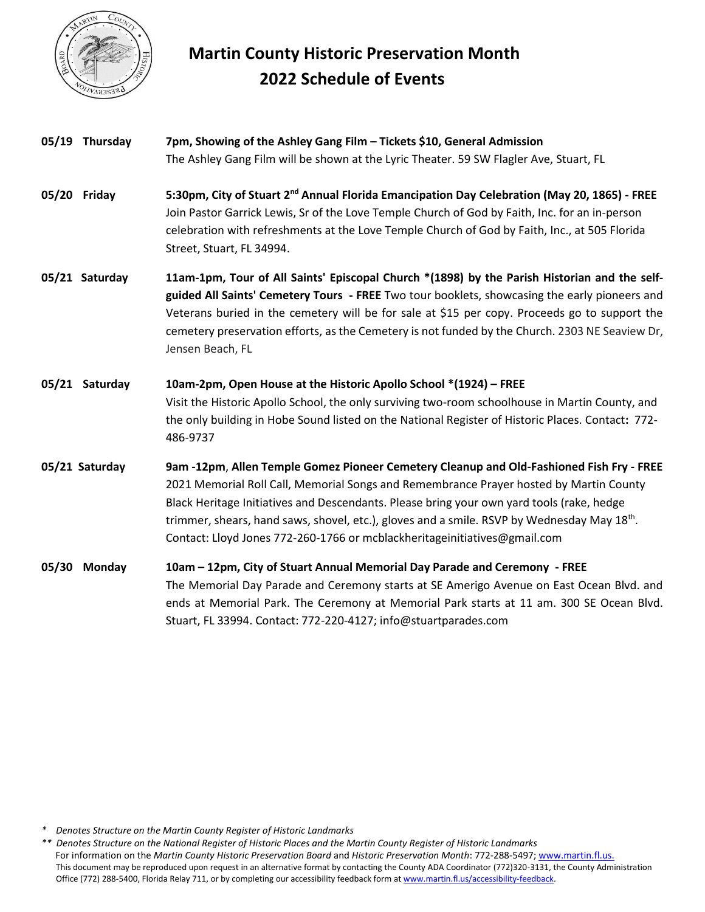# Martin County Historic Preservation Month
# 2022 Schedule of Events

**05/19 Thursday** — **7pm, Showing of the Ashley Gang Film – Tickets $10, General Admission**
The Ashley Gang Film will be shown at the Lyric Theater. 59 SW Flagler Ave, Stuart, FL

**05/20 Friday** — **5:30pm, City of Stuart 2nd Annual Florida Emancipation Day Celebration (May 20, 1865) - FREE**
Join Pastor Garrick Lewis, Sr of the Love Temple Church of God by Faith, Inc. for an in-person celebration with refreshments at the Love Temple Church of God by Faith, Inc., at 505 Florida Street, Stuart, FL 34994.

**05/21 Saturday** — **11am-1pm, Tour of All Saints' Episcopal Church *(1898) by the Parish Historian and the self-guided All Saints' Cemetery Tours - FREE** Two tour booklets, showcasing the early pioneers and Veterans buried in the cemetery will be for sale at $15 per copy. Proceeds go to support the cemetery preservation efforts, as the Cemetery is not funded by the Church. 2303 NE Seaview Dr, Jensen Beach, FL

**05/21 Saturday** — **10am-2pm, Open House at the Historic Apollo School *(1924) – FREE**
Visit the Historic Apollo School, the only surviving two-room schoolhouse in Martin County, and the only building in Hobe Sound listed on the National Register of Historic Places. Contact**:** 772-486-9737

**05/21 Saturday** — **9am -12pm**, **Allen Temple Gomez Pioneer Cemetery Cleanup and Old-Fashioned Fish Fry - FREE**
2021 Memorial Roll Call, Memorial Songs and Remembrance Prayer hosted by Martin County Black Heritage Initiatives and Descendants. Please bring your own yard tools (rake, hedge trimmer, shears, hand saws, shovel, etc.), gloves and a smile. RSVP by Wednesday May 18th. Contact: Lloyd Jones 772-260-1766 or mcblackheritageinitiatives@gmail.com

**05/30 Monday** — **10am – 12pm, City of Stuart Annual Memorial Day Parade and Ceremony - FREE**
The Memorial Day Parade and Ceremony starts at SE Amerigo Avenue on East Ocean Blvd. and ends at Memorial Park. The Ceremony at Memorial Park starts at 11 am. 300 SE Ocean Blvd. Stuart, FL 33994. Contact: 772-220-4127; info@stuartparades.com

*\* Denotes Structure on the Martin County Register of Historic Landmarks*

*\*\* Denotes Structure on the National Register of Historic Places and the Martin County Register of Historic Landmarks*

For information on the *Martin County Historic Preservation Board* and *Historic Preservation Month*: 772-288-5497; www.martin.fl.us.

This document may be reproduced upon request in an alternative format by contacting the County ADA Coordinator (772)320-3131, the County Administration Office (772) 288-5400, Florida Relay 711, or by completing our accessibility feedback form at www.martin.fl.us/accessibility-feedback.